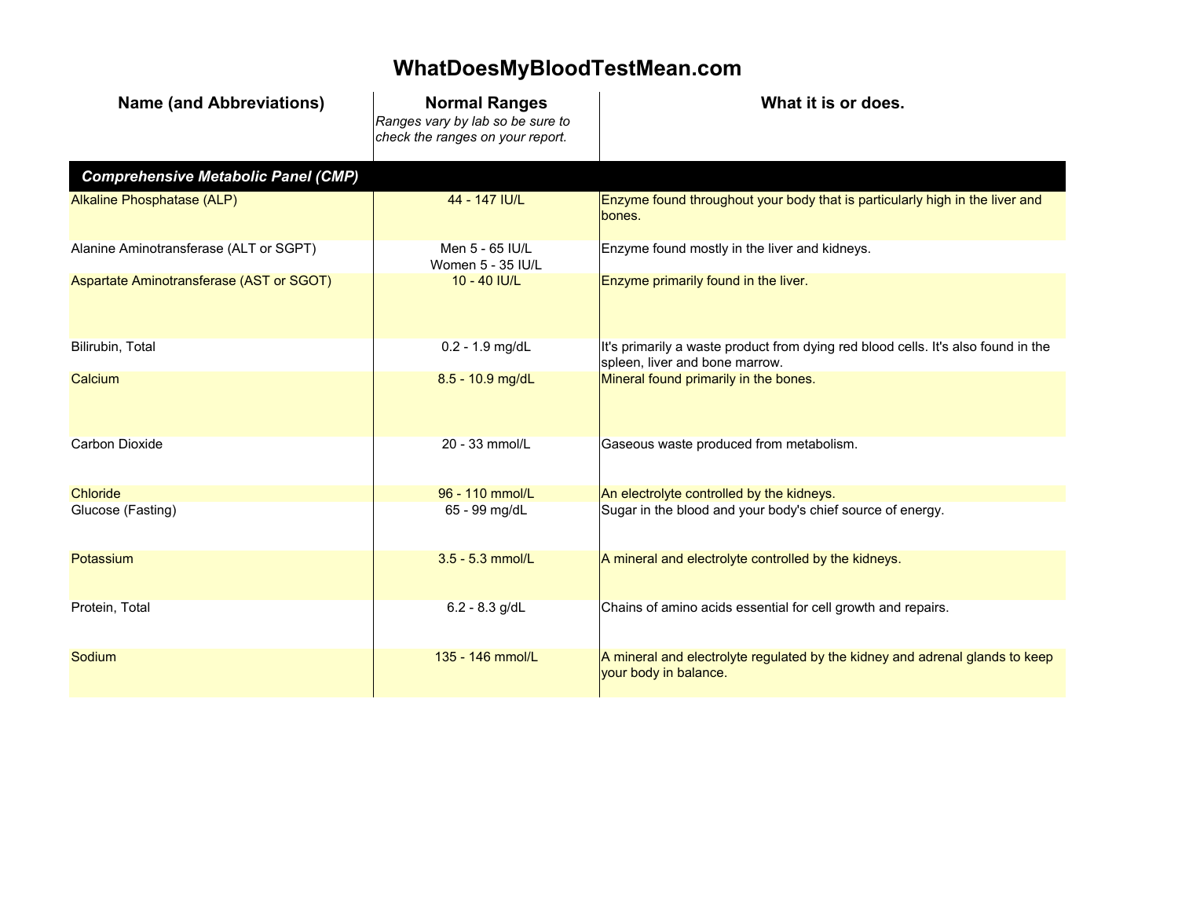# WhatDoesMyBloodTestMean.com

| Name (and Abbreviations) | Normal Ranges<br>*Ranges vary by lab so be sure to check the ranges on your report.* | What it is or does. |
|---|---|---|
| ***Comprehensive Metabolic Panel (CMP)*** | | |
| Alkaline Phosphatase (ALP) | 44 - 147 IU/L | Enzyme found throughout your body that is particularly high in the liver and bones. |
| Alanine Aminotransferase (ALT or SGPT) | Men 5 - 65 IU/L<br>Women 5 - 35 IU/L | Enzyme found mostly in the liver and kidneys. |
| Aspartate Aminotransferase (AST or SGOT) | 10 - 40 IU/L | Enzyme primarily found in the liver. |
| Bilirubin, Total | 0.2 - 1.9 mg/dL | It's primarily a waste product from dying red blood cells. It's also found in the spleen, liver and bone marrow. |
| Calcium | 8.5 - 10.9 mg/dL | Mineral found primarily in the bones. |
| Carbon Dioxide | 20 - 33 mmol/L | Gaseous waste produced from metabolism. |
| Chloride | 96 - 110 mmol/L | An electrolyte controlled by the kidneys. |
| Glucose (Fasting) | 65 - 99 mg/dL | Sugar in the blood and your body's chief source of energy. |
| Potassium | 3.5 - 5.3 mmol/L | A mineral and electrolyte controlled by the kidneys. |
| Protein, Total | 6.2 - 8.3 g/dL | Chains of amino acids essential for cell growth and repairs. |
| Sodium | 135 - 146 mmol/L | A mineral and electrolyte regulated by the kidney and adrenal glands to keep your body in balance. |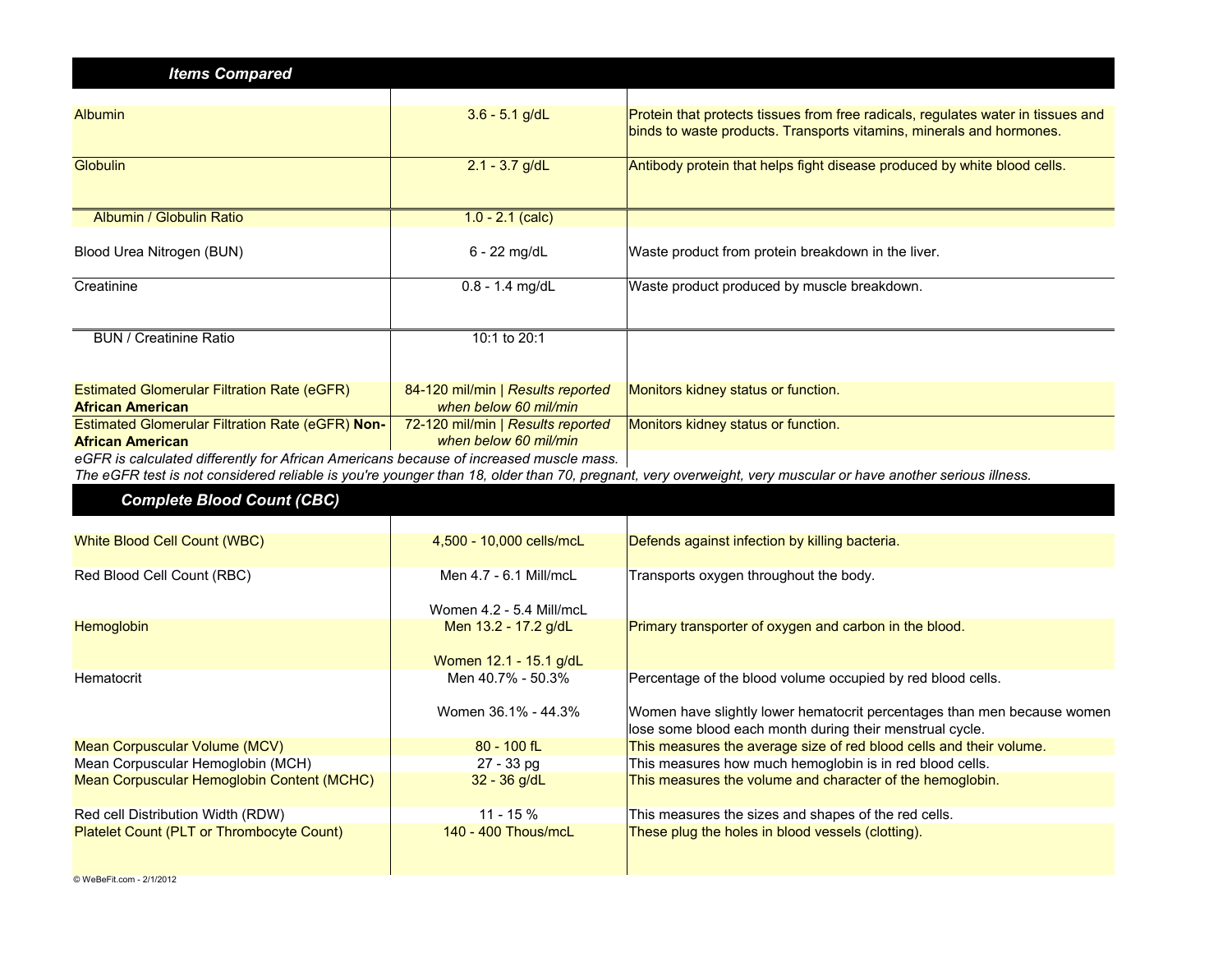| ***Items Compared*** | | |
|---|---|---|
| Albumin | 3.6 - 5.1 g/dL | Protein that protects tissues from free radicals, regulates water in tissues and binds to waste products. Transports vitamins, minerals and hormones. |
| Globulin | 2.1 - 3.7 g/dL | Antibody protein that helps fight disease produced by white blood cells. |
| Albumin / Globulin Ratio | 1.0 - 2.1 (calc) | |
| Blood Urea Nitrogen (BUN) | 6 - 22 mg/dL | Waste product from protein breakdown in the liver. |
| Creatinine | 0.8 - 1.4 mg/dL | Waste product produced by muscle breakdown. |
| BUN / Creatinine Ratio | 10:1 to 20:1 | |
| Estimated Glomerular Filtration Rate (eGFR) **African American** | 84-120 mil/min \| *Results reported when below 60 mil/min* | Monitors kidney status or function. |
| Estimated Glomerular Filtration Rate (eGFR) **Non-African American** | 72-120 mil/min \| *Results reported when below 60 mil/min* | Monitors kidney status or function. |

*eGFR is calculated differently for African Americans because of increased muscle mass.*
*The eGFR test is not considered reliable is you're younger than 18, older than 70, pregnant, very overweight, very muscular or have another serious illness.*

| ***Complete Blood Count (CBC)*** | | |
|---|---|---|
| White Blood Cell Count (WBC) | 4,500 - 10,000 cells/mcL | Defends against infection by killing bacteria. |
| Red Blood Cell Count (RBC) | Men 4.7 - 6.1 Mill/mcL<br>Women 4.2 - 5.4 Mill/mcL | Transports oxygen throughout the body. |
| Hemoglobin | Men 13.2 - 17.2 g/dL<br>Women 12.1 - 15.1 g/dL | Primary transporter of oxygen and carbon in the blood. |
| Hematocrit | Men 40.7% - 50.3%<br>Women 36.1% - 44.3% | Percentage of the blood volume occupied by red blood cells.<br>Women have slightly lower hematocrit percentages than men because women lose some blood each month during their menstrual cycle. |
| Mean Corpuscular Volume (MCV) | 80 - 100 fL | This measures the average size of red blood cells and their volume. |
| Mean Corpuscular Hemoglobin (MCH) | 27 - 33 pg | This measures how much hemoglobin is in red blood cells. |
| Mean Corpuscular Hemoglobin Content (MCHC) | 32 - 36 g/dL | This measures the volume and character of the hemoglobin. |
| Red cell Distribution Width (RDW) | 11 - 15 % | This measures the sizes and shapes of the red cells. |
| Platelet Count (PLT or Thrombocyte Count) | 140 - 400 Thous/mcL | These plug the holes in blood vessels (clotting). |

© WeBeFit.com - 2/1/2012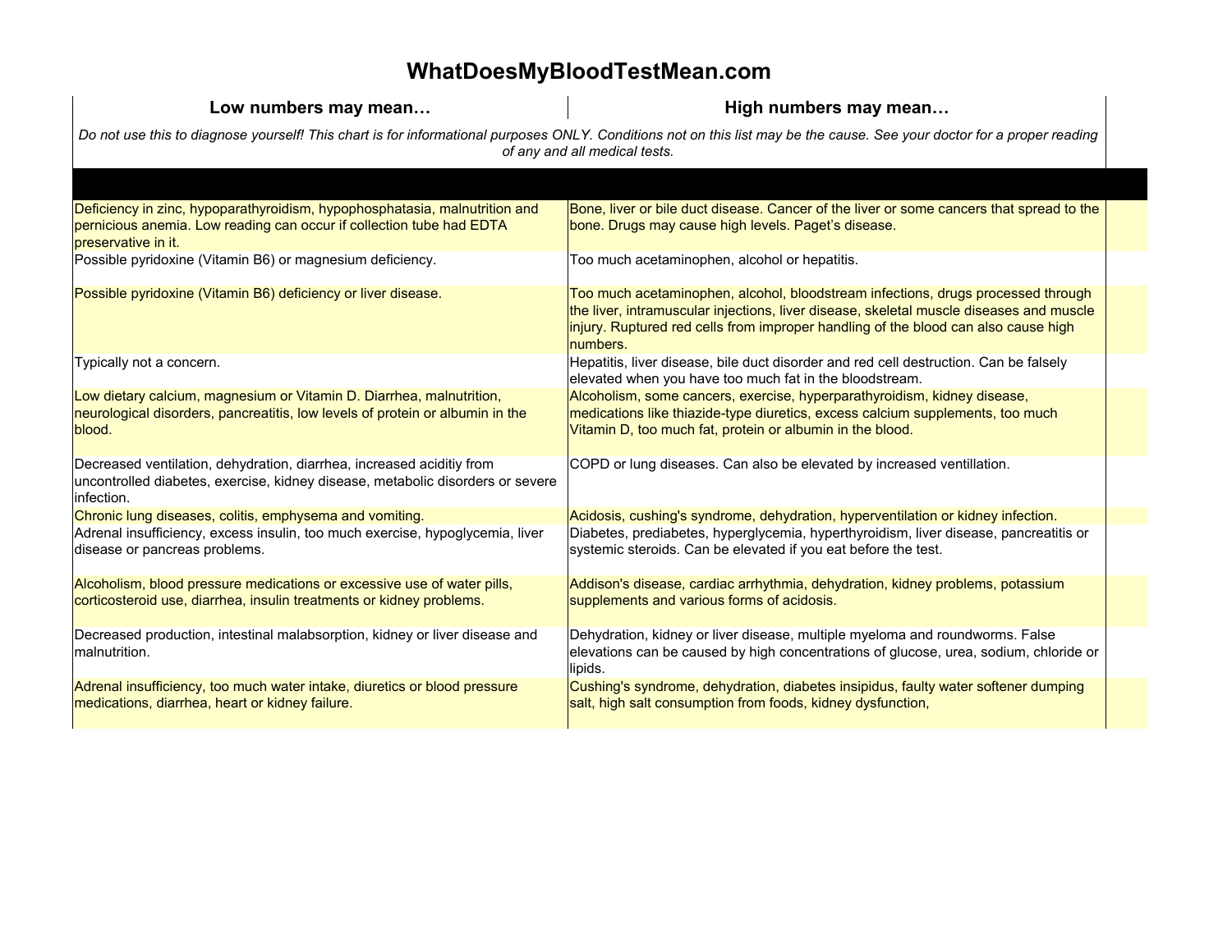# WhatDoesMyBloodTestMean.com

| Low numbers may mean… | High numbers may mean… |
|---|---|
| *Do not use this to diagnose yourself! This chart is for informational purposes ONLY. Conditions not on this list may be the cause. See your doctor for a proper reading of any and all medical tests.* | |
| | |
| Deficiency in zinc, hypoparathyroidism, hypophosphatasia, malnutrition and pernicious anemia. Low reading can occur if collection tube had EDTA preservative in it. | Bone, liver or bile duct disease. Cancer of the liver or some cancers that spread to the bone. Drugs may cause high levels. Paget's disease. |
| Possible pyridoxine (Vitamin B6) or magnesium deficiency. | Too much acetaminophen, alcohol or hepatitis. |
| Possible pyridoxine (Vitamin B6) deficiency or liver disease. | Too much acetaminophen, alcohol, bloodstream infections, drugs processed through the liver, intramuscular injections, liver disease, skeletal muscle diseases and muscle injury. Ruptured red cells from improper handling of the blood can also cause high numbers. |
| Typically not a concern. | Hepatitis, liver disease, bile duct disorder and red cell destruction. Can be falsely elevated when you have too much fat in the bloodstream. |
| Low dietary calcium, magnesium or Vitamin D. Diarrhea, malnutrition, neurological disorders, pancreatitis, low levels of protein or albumin in the blood. | Alcoholism, some cancers, exercise, hyperparathyroidism, kidney disease, medications like thiazide-type diuretics, excess calcium supplements, too much Vitamin D, too much fat, protein or albumin in the blood. |
| Decreased ventilation, dehydration, diarrhea, increased aciditiy from uncontrolled diabetes, exercise, kidney disease, metabolic disorders or severe infection. | COPD or lung diseases. Can also be elevated by increased ventillation. |
| Chronic lung diseases, colitis, emphysema and vomiting. | Acidosis, cushing's syndrome, dehydration, hyperventilation or kidney infection. |
| Adrenal insufficiency, excess insulin, too much exercise, hypoglycemia, liver disease or pancreas problems. | Diabetes, prediabetes, hyperglycemia, hyperthyroidism, liver disease, pancreatitis or systemic steroids. Can be elevated if you eat before the test. |
| Alcoholism, blood pressure medications or excessive use of water pills, corticosteroid use, diarrhea, insulin treatments or kidney problems. | Addison's disease, cardiac arrhythmia, dehydration, kidney problems, potassium supplements and various forms of acidosis. |
| Decreased production, intestinal malabsorption, kidney or liver disease and malnutrition. | Dehydration, kidney or liver disease, multiple myeloma and roundworms. False elevations can be caused by high concentrations of glucose, urea, sodium, chloride or lipids. |
| Adrenal insufficiency, too much water intake, diuretics or blood pressure medications, diarrhea, heart or kidney failure. | Cushing's syndrome, dehydration, diabetes insipidus, faulty water softener dumping salt, high salt consumption from foods, kidney dysfunction, |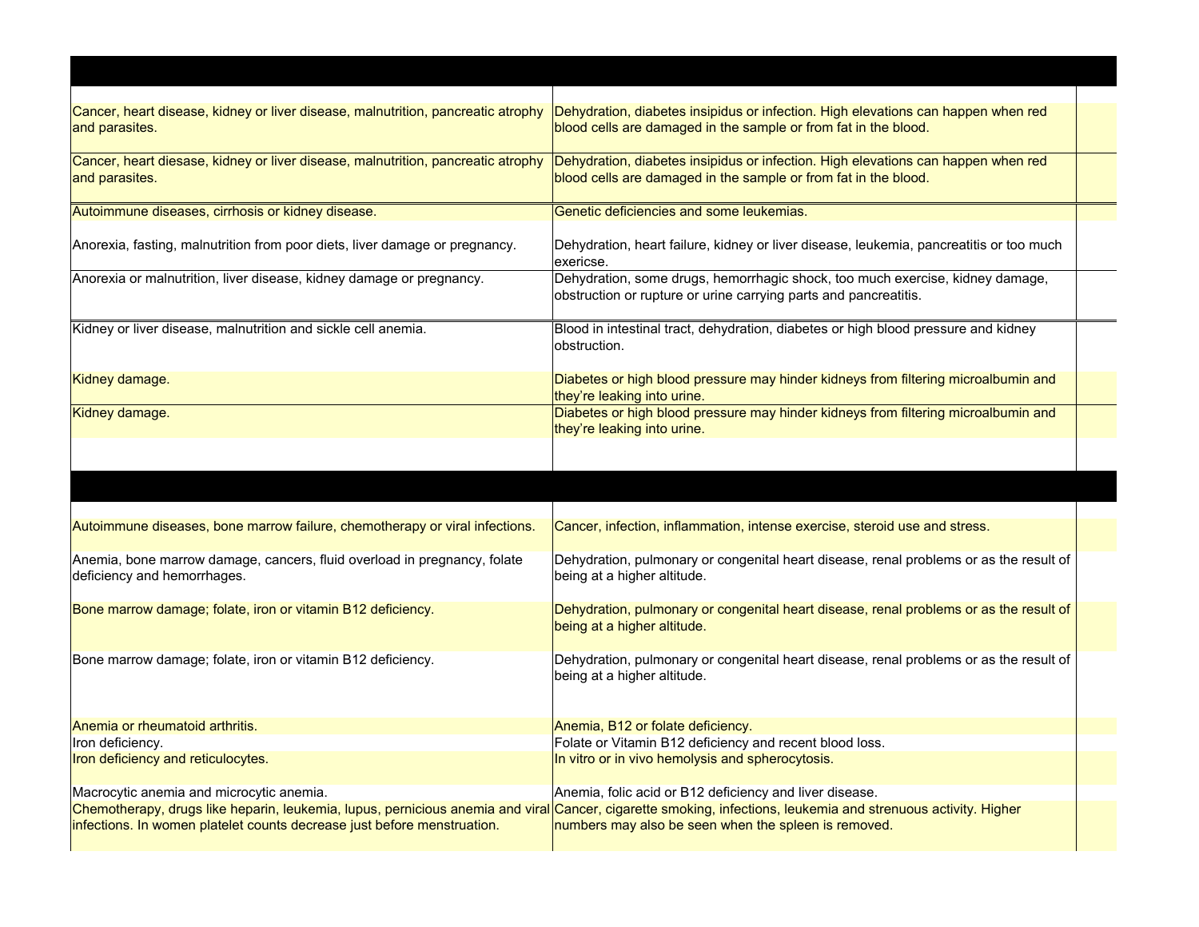| | | |
|---|---|---|
| Cancer, heart disease, kidney or liver disease, malnutrition, pancreatic atrophy and parasites. | Dehydration, diabetes insipidus or infection. High elevations can happen when red blood cells are damaged in the sample or from fat in the blood. | |
| Cancer, heart diesase, kidney or liver disease, malnutrition, pancreatic atrophy and parasites. | Dehydration, diabetes insipidus or infection. High elevations can happen when red blood cells are damaged in the sample or from fat in the blood. | |
| Autoimmune diseases, cirrhosis or kidney disease. | Genetic deficiencies and some leukemias. | |
| Anorexia, fasting, malnutrition from poor diets, liver damage or pregnancy. | Dehydration, heart failure, kidney or liver disease, leukemia, pancreatitis or too much exericse. | |
| Anorexia or malnutrition, liver disease, kidney damage or pregnancy. | Dehydration, some drugs, hemorrhagic shock, too much exercise, kidney damage, obstruction or rupture or urine carrying parts and pancreatitis. | |
| Kidney or liver disease, malnutrition and sickle cell anemia. | Blood in intestinal tract, dehydration, diabetes or high blood pressure and kidney obstruction. | |
| Kidney damage. | Diabetes or high blood pressure may hinder kidneys from filtering microalbumin and they're leaking into urine. | |
| Kidney damage. | Diabetes or high blood pressure may hinder kidneys from filtering microalbumin and they're leaking into urine. | |
| | | |
| | | |
| Autoimmune diseases, bone marrow failure, chemotherapy or viral infections. | Cancer, infection, inflammation, intense exercise, steroid use and stress. | |
| Anemia, bone marrow damage, cancers, fluid overload in pregnancy, folate deficiency and hemorrhages. | Dehydration, pulmonary or congenital heart disease, renal problems or as the result of being at a higher altitude. | |
| Bone marrow damage; folate, iron or vitamin B12 deficiency. | Dehydration, pulmonary or congenital heart disease, renal problems or as the result of being at a higher altitude. | |
| Bone marrow damage; folate, iron or vitamin B12 deficiency. | Dehydration, pulmonary or congenital heart disease, renal problems or as the result of being at a higher altitude. | |
| Anemia or rheumatoid arthritis. | Anemia, B12 or folate deficiency. | |
| Iron deficiency. | Folate or Vitamin B12 deficiency and recent blood loss. | |
| Iron deficiency and reticulocytes. | In vitro or in vivo hemolysis and spherocytosis. | |
| Macrocytic anemia and microcytic anemia. | Anemia, folic acid or B12 deficiency and liver disease. | |
| Chemotherapy, drugs like heparin, leukemia, lupus, pernicious anemia and viral infections. In women platelet counts decrease just before menstruation. | Cancer, cigarette smoking, infections, leukemia and strenuous activity. Higher numbers may also be seen when the spleen is removed. | |